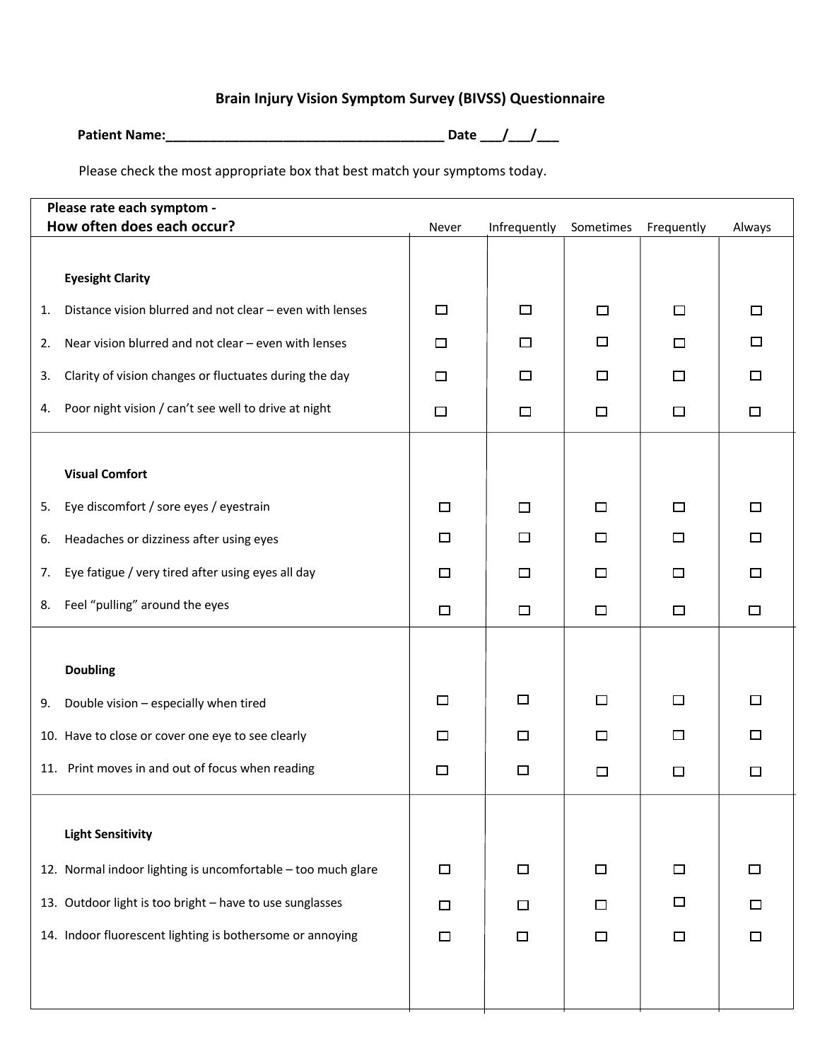# Brain Injury Vision Symptom Survey (BIVSS) Questionnaire

**Patient Name:_______________________________________ Date ___/___/___**

Please check the most appropriate box that best match your symptoms today.

| Please rate each symptom - **How often does each occur?** | Never | Infrequently | Sometimes | Frequently | Always |
|---|---|---|---|---|---|
| **Eyesight Clarity** | | | | | |
| 1. Distance vision blurred and not clear – even with lenses | ☐ | ☐ | ☐ | ☐ | ☐ |
| 2. Near vision blurred and not clear – even with lenses | ☐ | ☐ | ☐ | ☐ | ☐ |
| 3. Clarity of vision changes or fluctuates during the day | ☐ | ☐ | ☐ | ☐ | ☐ |
| 4. Poor night vision / can't see well to drive at night | ☐ | ☐ | ☐ | ☐ | ☐ |
| **Visual Comfort** | | | | | |
| 5. Eye discomfort / sore eyes / eyestrain | ☐ | ☐ | ☐ | ☐ | ☐ |
| 6. Headaches or dizziness after using eyes | ☐ | ☐ | ☐ | ☐ | ☐ |
| 7. Eye fatigue / very tired after using eyes all day | ☐ | ☐ | ☐ | ☐ | ☐ |
| 8. Feel "pulling" around the eyes | ☐ | ☐ | ☐ | ☐ | ☐ |
| **Doubling** | | | | | |
| 9. Double vision – especially when tired | ☐ | ☐ | ☐ | ☐ | ☐ |
| 10. Have to close or cover one eye to see clearly | ☐ | ☐ | ☐ | ☐ | ☐ |
| 11. Print moves in and out of focus when reading | ☐ | ☐ | ☐ | ☐ | ☐ |
| **Light Sensitivity** | | | | | |
| 12. Normal indoor lighting is uncomfortable – too much glare | ☐ | ☐ | ☐ | ☐ | ☐ |
| 13. Outdoor light is too bright – have to use sunglasses | ☐ | ☐ | ☐ | ☐ | ☐ |
| 14. Indoor fluorescent lighting is bothersome or annoying | ☐ | ☐ | ☐ | ☐ | ☐ |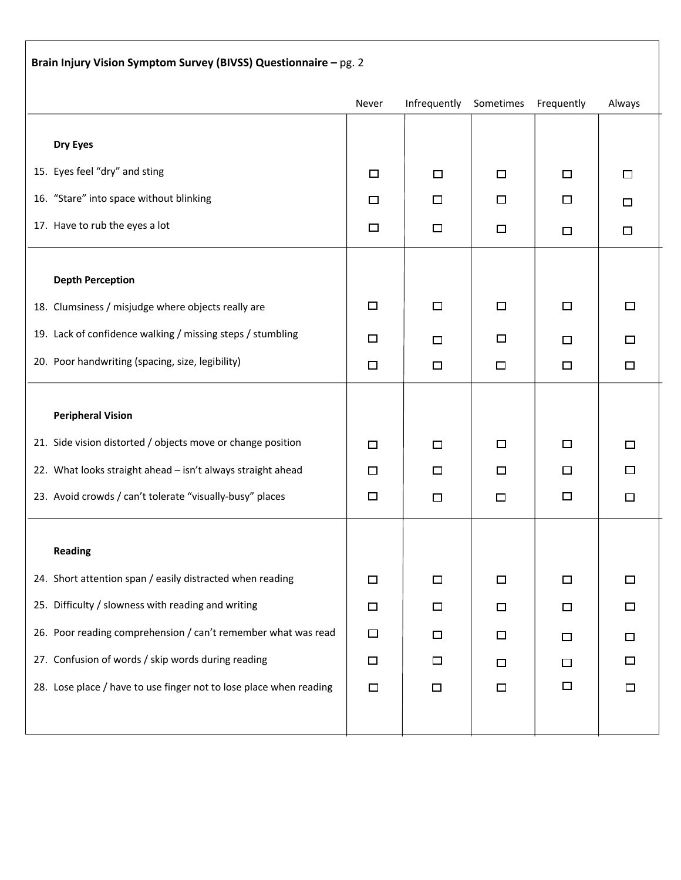**Brain Injury Vision Symptom Survey (BIVSS) Questionnaire –** pg. 2

| | Never | Infrequently | Sometimes | Frequently | Always |
|---|---|---|---|---|---|
| **Dry Eyes** | | | | | |
| 15. Eyes feel "dry" and sting | ☐ | ☐ | ☐ | ☐ | ☐ |
| 16. "Stare" into space without blinking | ☐ | ☐ | ☐ | ☐ | ☐ |
| 17. Have to rub the eyes a lot | ☐ | ☐ | ☐ | ☐ | ☐ |
| **Depth Perception** | | | | | |
| 18. Clumsiness / misjudge where objects really are | ☐ | ☐ | ☐ | ☐ | ☐ |
| 19. Lack of confidence walking / missing steps / stumbling | ☐ | ☐ | ☐ | ☐ | ☐ |
| 20. Poor handwriting (spacing, size, legibility) | ☐ | ☐ | ☐ | ☐ | ☐ |
| **Peripheral Vision** | | | | | |
| 21. Side vision distorted / objects move or change position | ☐ | ☐ | ☐ | ☐ | ☐ |
| 22. What looks straight ahead – isn't always straight ahead | ☐ | ☐ | ☐ | ☐ | ☐ |
| 23. Avoid crowds / can't tolerate "visually-busy" places | ☐ | ☐ | ☐ | ☐ | ☐ |
| **Reading** | | | | | |
| 24. Short attention span / easily distracted when reading | ☐ | ☐ | ☐ | ☐ | ☐ |
| 25. Difficulty / slowness with reading and writing | ☐ | ☐ | ☐ | ☐ | ☐ |
| 26. Poor reading comprehension / can't remember what was read | ☐ | ☐ | ☐ | ☐ | ☐ |
| 27. Confusion of words / skip words during reading | ☐ | ☐ | ☐ | ☐ | ☐ |
| 28. Lose place / have to use finger not to lose place when reading | ☐ | ☐ | ☐ | ☐ | ☐ |